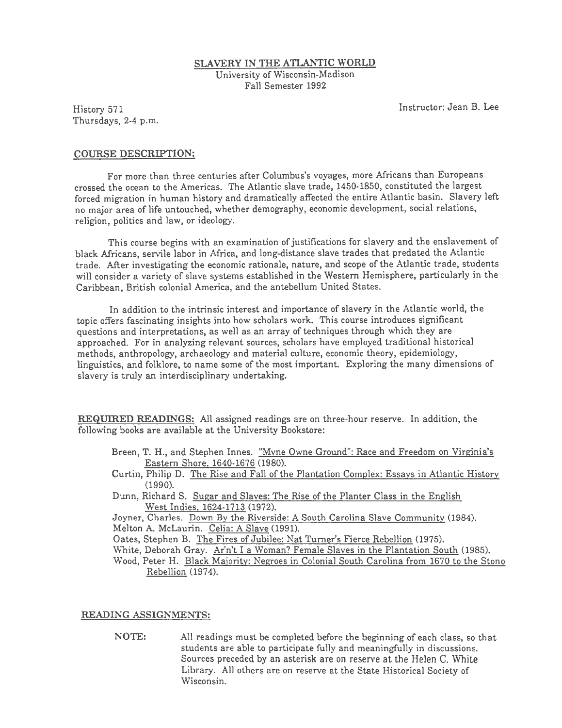# SLAVERY IN THE ATLANTIC WORLD

University of Wisconsin-Madison
Fall Semester 1992

History 571
Thursdays, 2-4 p.m.

Instructor: Jean B. Lee

## COURSE DESCRIPTION:

For more than three centuries after Columbus's voyages, more Africans than Europeans crossed the ocean to the Americas. The Atlantic slave trade, 1450-1850, constituted the largest forced migration in human history and dramatically affected the entire Atlantic basin. Slavery left no major area of life untouched, whether demography, economic development, social relations, religion, politics and law, or ideology.

This course begins with an examination of justifications for slavery and the enslavement of black Africans, servile labor in Africa, and long-distance slave trades that predated the Atlantic trade. After investigating the economic rationale, nature, and scope of the Atlantic trade, students will consider a variety of slave systems established in the Western Hemisphere, particularly in the Caribbean, British colonial America, and the antebellum United States.

In addition to the intrinsic interest and importance of slavery in the Atlantic world, the topic offers fascinating insights into how scholars work. This course introduces significant questions and interpretations, as well as an array of techniques through which they are approached. For in analyzing relevant sources, scholars have employed traditional historical methods, anthropology, archaeology and material culture, economic theory, epidemiology, linguistics, and folklore, to name some of the most important. Exploring the many dimensions of slavery is truly an interdisciplinary undertaking.

**REQUIRED READINGS:** All assigned readings are on three-hour reserve. In addition, the following books are available at the University Bookstore:

- Breen, T. H., and Stephen Innes. "Myne Owne Ground": Race and Freedom on Virginia's Eastern Shore, 1640-1676 (1980).
- Curtin, Philip D. The Rise and Fall of the Plantation Complex: Essays in Atlantic History (1990).
- Dunn, Richard S. Sugar and Slaves: The Rise of the Planter Class in the English West Indies, 1624-1713 (1972).
- Joyner, Charles. Down By the Riverside: A South Carolina Slave Community (1984).
- Melton A. McLaurin. Celia: A Slave (1991).
- Oates, Stephen B. The Fires of Jubilee: Nat Turner's Fierce Rebellion (1975).
- White, Deborah Gray. Ar'n't I a Woman? Female Slaves in the Plantation South (1985).
- Wood, Peter H. Black Majority: Negroes in Colonial South Carolina from 1670 to the Stono Rebellion (1974).

## READING ASSIGNMENTS:

**NOTE:** All readings must be completed before the beginning of each class, so that students are able to participate fully and meaningfully in discussions. Sources preceded by an asterisk are on reserve at the Helen C. White Library. All others are on reserve at the State Historical Society of Wisconsin.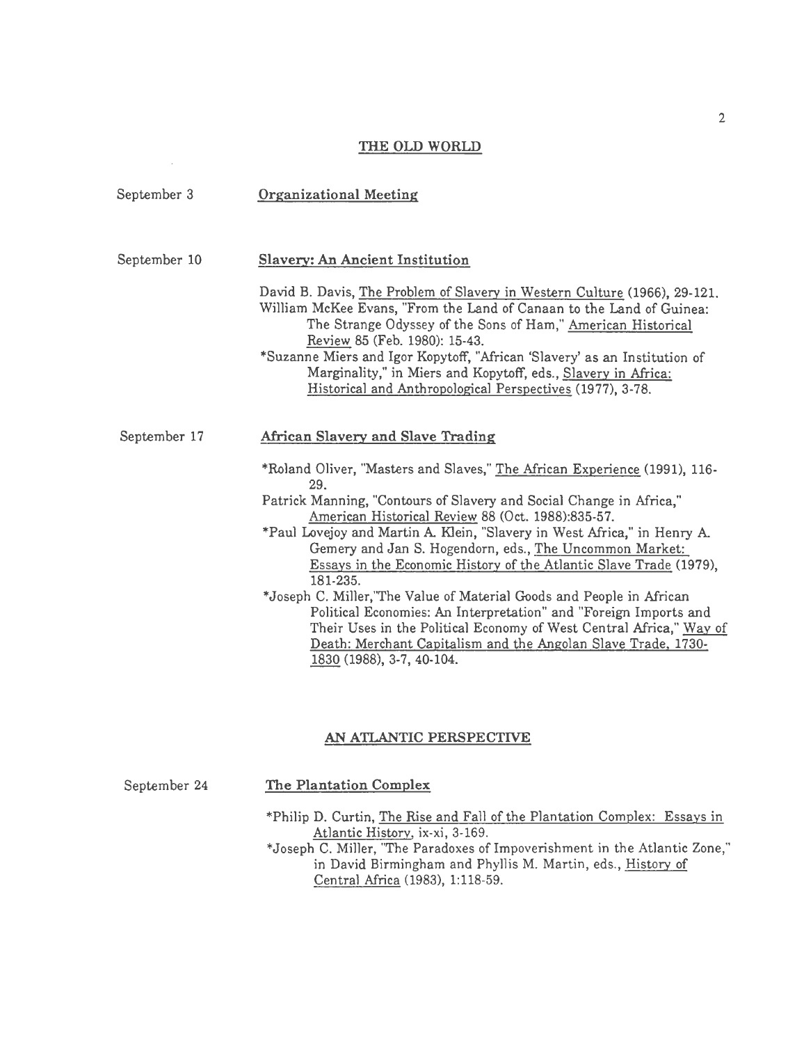## THE OLD WORLD

September 3 **Organizational Meeting**

September 10 **Slavery: An Ancient Institution**

David B. Davis, The Problem of Slavery in Western Culture (1966), 29-121.

William McKee Evans, "From the Land of Canaan to the Land of Guinea: The Strange Odyssey of the Sons of Ham," American Historical Review 85 (Feb. 1980): 15-43.

*Suzanne Miers and Igor Kopytoff, "African 'Slavery' as an Institution of Marginality," in Miers and Kopytoff, eds., Slavery in Africa: Historical and Anthropological Perspectives (1977), 3-78.

September 17 **African Slavery and Slave Trading**

*Roland Oliver, "Masters and Slaves," The African Experience (1991), 116-29.

Patrick Manning, "Contours of Slavery and Social Change in Africa," American Historical Review 88 (Oct. 1988):835-57.

*Paul Lovejoy and Martin A. Klein, "Slavery in West Africa," in Henry A. Gemery and Jan S. Hogendorn, eds., The Uncommon Market: Essays in the Economic History of the Atlantic Slave Trade (1979), 181-235.

*Joseph C. Miller,"The Value of Material Goods and People in African Political Economies: An Interpretation" and "Foreign Imports and Their Uses in the Political Economy of West Central Africa," Way of Death: Merchant Capitalism and the Angolan Slave Trade, 1730-1830 (1988), 3-7, 40-104.

## AN ATLANTIC PERSPECTIVE

September 24 **The Plantation Complex**

*Philip D. Curtin, The Rise and Fall of the Plantation Complex: Essays in Atlantic History, ix-xi, 3-169.

*Joseph C. Miller, "The Paradoxes of Impoverishment in the Atlantic Zone," in David Birmingham and Phyllis M. Martin, eds., History of Central Africa (1983), 1:118-59.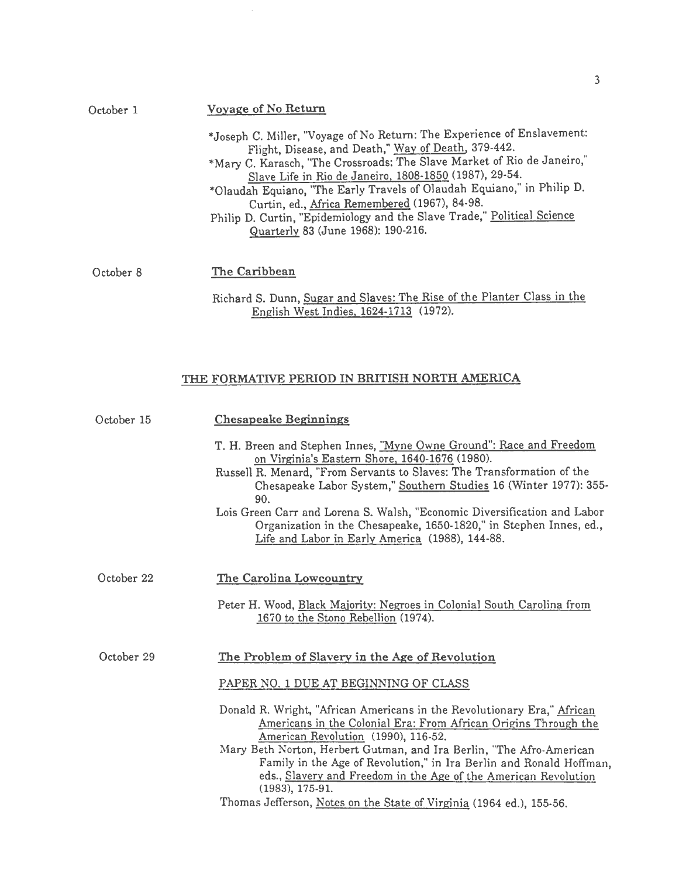October 1 — **Voyage of No Return**

*Joseph C. Miller, "Voyage of No Return: The Experience of Enslavement: Flight, Disease, and Death," Way of Death, 379-442.

*Mary C. Karasch, "The Crossroads: The Slave Market of Rio de Janeiro," Slave Life in Rio de Janeiro, 1808-1850 (1987), 29-54.

*Olaudah Equiano, "The Early Travels of Olaudah Equiano," in Philip D. Curtin, ed., Africa Remembered (1967), 84-98.

Philip D. Curtin, "Epidemiology and the Slave Trade," Political Science Quarterly 83 (June 1968): 190-216.

October 8 — **The Caribbean**

Richard S. Dunn, Sugar and Slaves: The Rise of the Planter Class in the English West Indies, 1624-1713 (1972).

## THE FORMATIVE PERIOD IN BRITISH NORTH AMERICA

October 15 — **Chesapeake Beginnings**

T. H. Breen and Stephen Innes, "Myne Owne Ground": Race and Freedom on Virginia's Eastern Shore, 1640-1676 (1980).

Russell R. Menard, "From Servants to Slaves: The Transformation of the Chesapeake Labor System," Southern Studies 16 (Winter 1977): 355-90.

Lois Green Carr and Lorena S. Walsh, "Economic Diversification and Labor Organization in the Chesapeake, 1650-1820," in Stephen Innes, ed., Life and Labor in Early America (1988), 144-88.

October 22 — **The Carolina Lowcountry**

Peter H. Wood, Black Majority: Negroes in Colonial South Carolina from 1670 to the Stono Rebellion (1974).

October 29 — **The Problem of Slavery in the Age of Revolution**

PAPER NO. 1 DUE AT BEGINNING OF CLASS

Donald R. Wright, "African Americans in the Revolutionary Era," African Americans in the Colonial Era: From African Origins Through the American Revolution (1990), 116-52.

Mary Beth Norton, Herbert Gutman, and Ira Berlin, "The Afro-American Family in the Age of Revolution," in Ira Berlin and Ronald Hoffman, eds., Slavery and Freedom in the Age of the American Revolution (1983), 175-91.

Thomas Jefferson, Notes on the State of Virginia (1964 ed.), 155-56.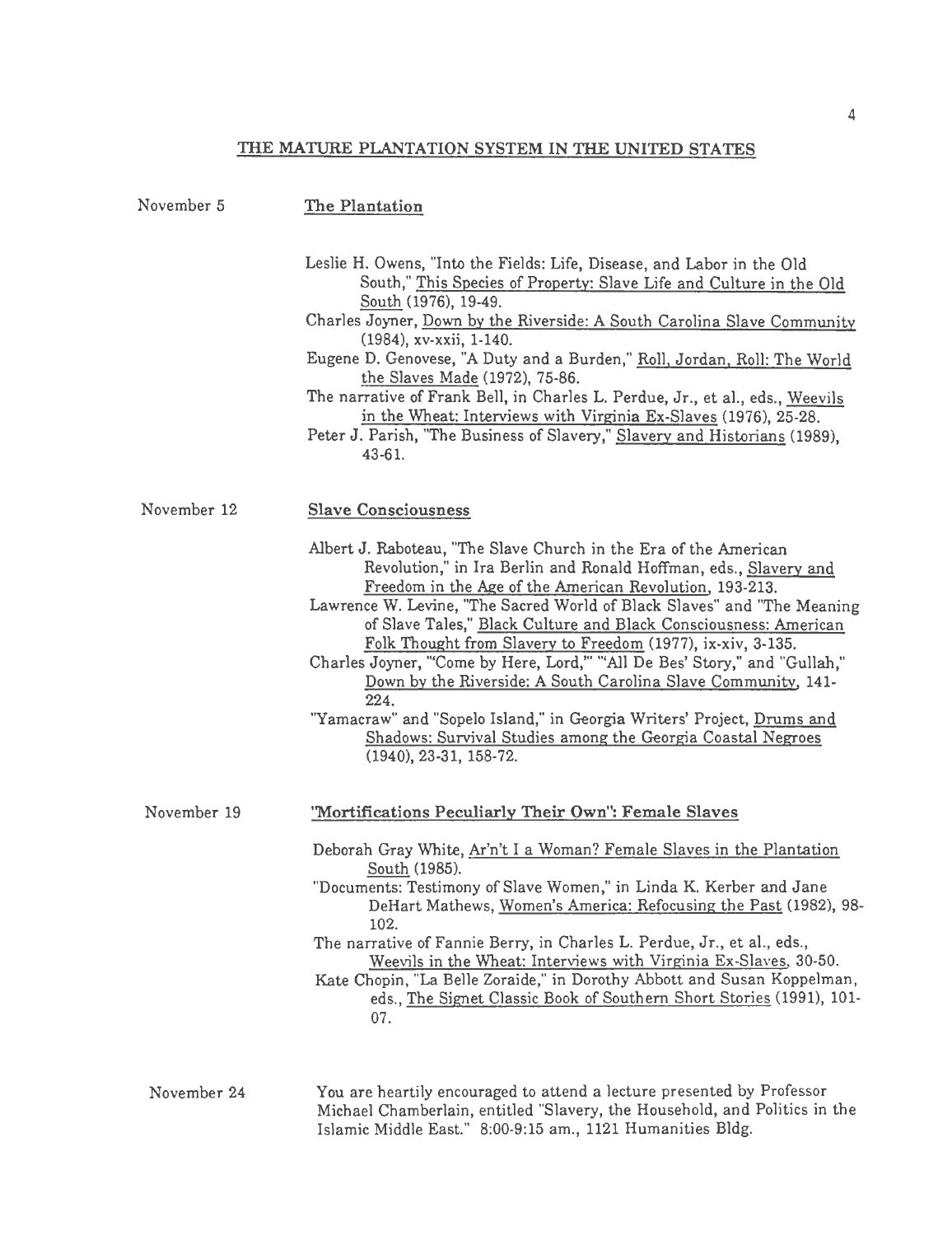## THE MATURE PLANTATION SYSTEM IN THE UNITED STATES

**November 5 — The Plantation**

- Leslie H. Owens, "Into the Fields: Life, Disease, and Labor in the Old South," This Species of Property: Slave Life and Culture in the Old South (1976), 19-49.
- Charles Joyner, Down by the Riverside: A South Carolina Slave Community (1984), xv-xxii, 1-140.
- Eugene D. Genovese, "A Duty and a Burden," Roll, Jordan, Roll: The World the Slaves Made (1972), 75-86.
- The narrative of Frank Bell, in Charles L. Perdue, Jr., et al., eds., Weevils in the Wheat: Interviews with Virginia Ex-Slaves (1976), 25-28.
- Peter J. Parish, "The Business of Slavery," Slavery and Historians (1989), 43-61.

**November 12 — Slave Consciousness**

- Albert J. Raboteau, "The Slave Church in the Era of the American Revolution," in Ira Berlin and Ronald Hoffman, eds., Slavery and Freedom in the Age of the American Revolution, 193-213.
- Lawrence W. Levine, "The Sacred World of Black Slaves" and "The Meaning of Slave Tales," Black Culture and Black Consciousness: American Folk Thought from Slavery to Freedom (1977), ix-xiv, 3-135.
- Charles Joyner, "'Come by Here, Lord,'" "'All De Bes' Story," and "Gullah," Down by the Riverside: A South Carolina Slave Community, 141-224.
- "Yamacraw" and "Sopelo Island," in Georgia Writers' Project, Drums and Shadows: Survival Studies among the Georgia Coastal Negroes (1940), 23-31, 158-72.

**November 19 — "Mortifications Peculiarly Their Own": Female Slaves**

- Deborah Gray White, Ar'n't I a Woman? Female Slaves in the Plantation South (1985).
- "Documents: Testimony of Slave Women," in Linda K. Kerber and Jane DeHart Mathews, Women's America: Refocusing the Past (1982), 98-102.
- The narrative of Fannie Berry, in Charles L. Perdue, Jr., et al., eds., Weevils in the Wheat: Interviews with Virginia Ex-Slaves, 30-50.
- Kate Chopin, "La Belle Zoraide," in Dorothy Abbott and Susan Koppelman, eds., The Signet Classic Book of Southern Short Stories (1991), 101-07.

**November 24** — You are heartily encouraged to attend a lecture presented by Professor Michael Chamberlain, entitled "Slavery, the Household, and Politics in the Islamic Middle East." 8:00-9:15 am., 1121 Humanities Bldg.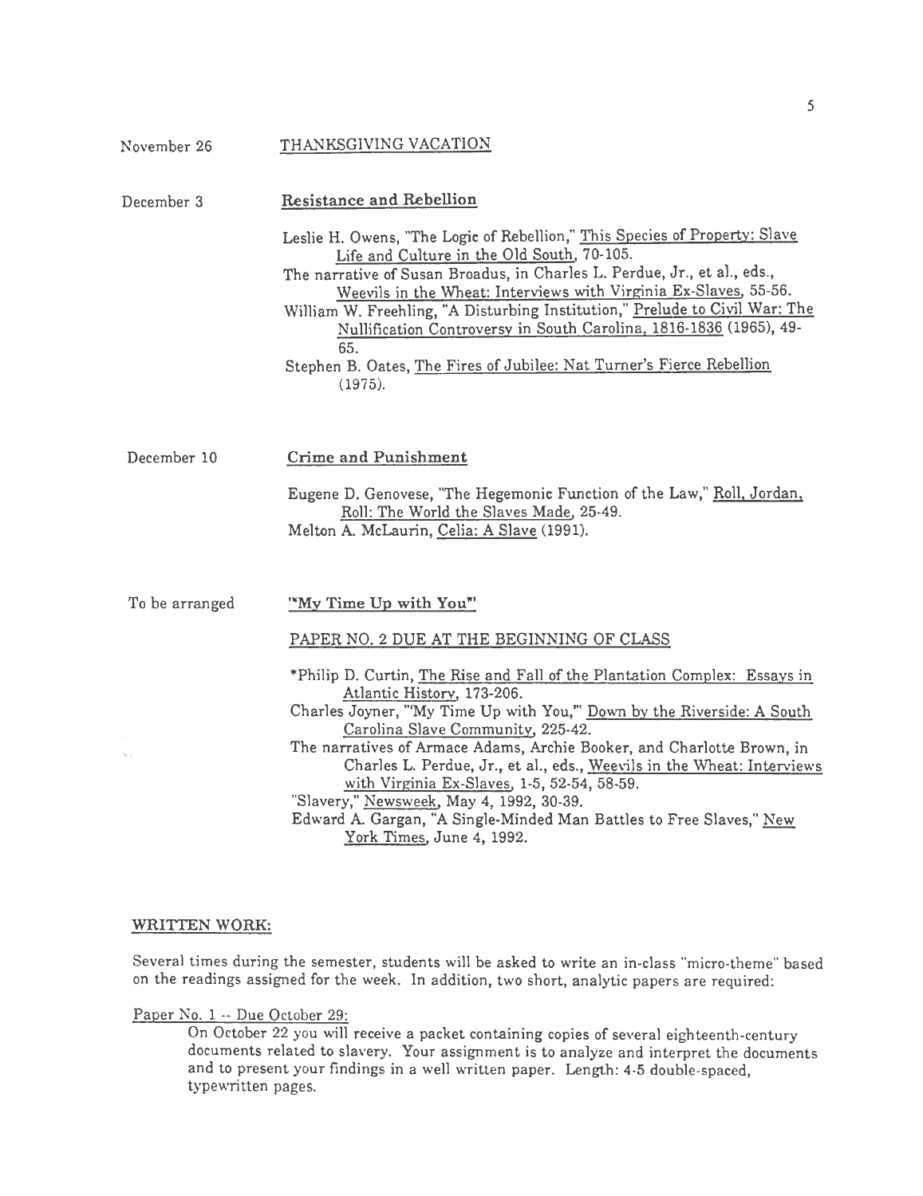November 26 THANKSGIVING VACATION

December 3 **Resistance and Rebellion**

Leslie H. Owens, "The Logic of Rebellion," This Species of Property: Slave Life and Culture in the Old South, 70-105.

The narrative of Susan Broadus, in Charles L. Perdue, Jr., et al., eds., Weevils in the Wheat: Interviews with Virginia Ex-Slaves, 55-56.

William W. Freehling, "A Disturbing Institution," Prelude to Civil War: The Nullification Controversy in South Carolina, 1816-1836 (1965), 49-65.

Stephen B. Oates, The Fires of Jubilee: Nat Turner's Fierce Rebellion (1975).

December 10 **Crime and Punishment**

Eugene D. Genovese, "The Hegemonic Function of the Law," Roll, Jordan, Roll: The World the Slaves Made, 25-49.

Melton A. McLaurin, Celia: A Slave (1991).

To be arranged **"My Time Up with You"**

PAPER NO. 2 DUE AT THE BEGINNING OF CLASS

*Philip D. Curtin, The Rise and Fall of the Plantation Complex: Essays in Atlantic History, 173-206.

Charles Joyner, "'My Time Up with You,'" Down by the Riverside: A South Carolina Slave Community, 225-42.

The narratives of Armace Adams, Archie Booker, and Charlotte Brown, in Charles L. Perdue, Jr., et al., eds., Weevils in the Wheat: Interviews with Virginia Ex-Slaves, 1-5, 52-54, 58-59.

"Slavery," Newsweek, May 4, 1992, 30-39.

Edward A. Gargan, "A Single-Minded Man Battles to Free Slaves," New York Times, June 4, 1992.

## WRITTEN WORK:

Several times during the semester, students will be asked to write an in-class "micro-theme" based on the readings assigned for the week. In addition, two short, analytic papers are required:

Paper No. 1 -- Due October 29:

On October 22 you will receive a packet containing copies of several eighteenth-century documents related to slavery. Your assignment is to analyze and interpret the documents and to present your findings in a well written paper. Length: 4-5 double-spaced, typewritten pages.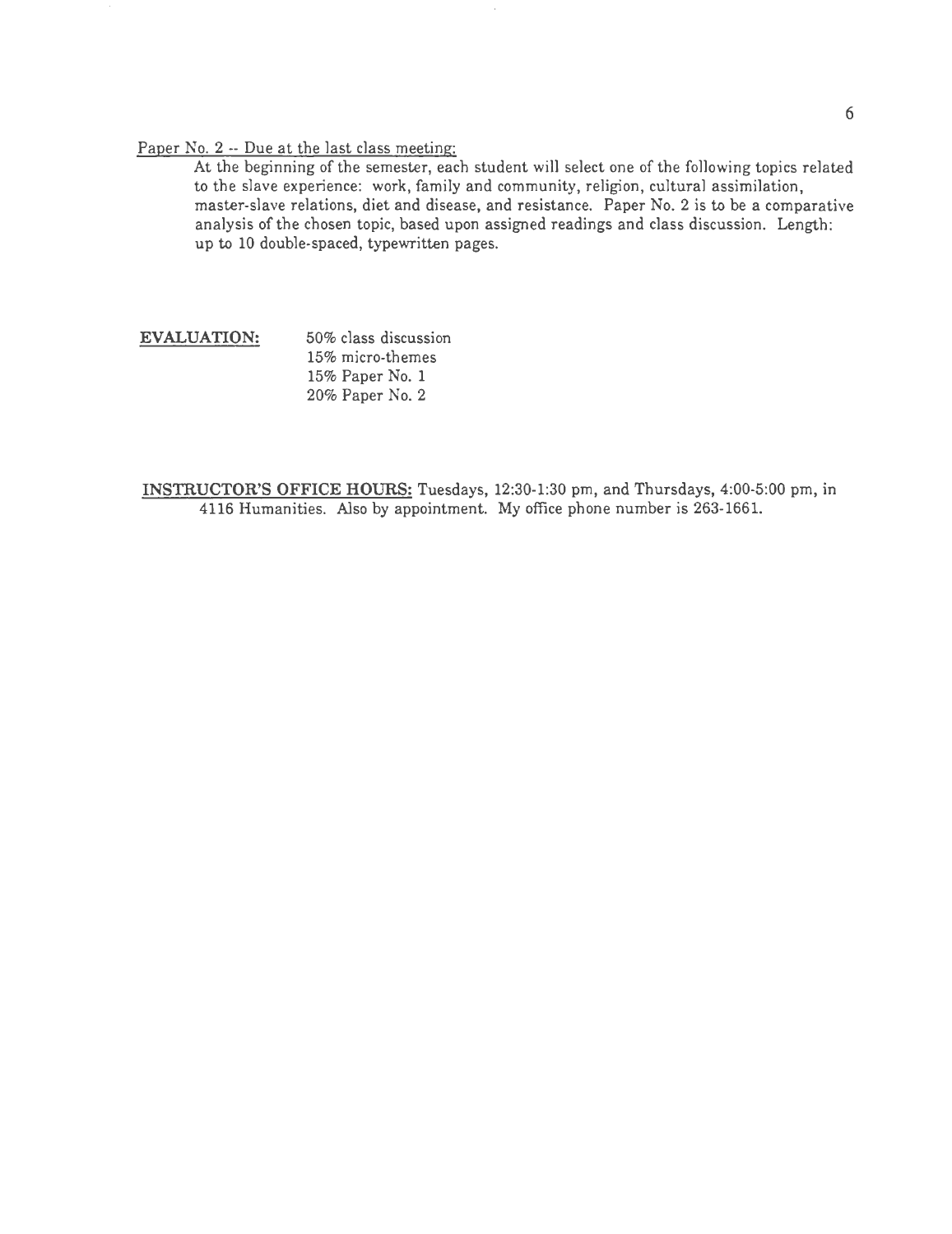Paper No. 2 -- Due at the last class meeting:

At the beginning of the semester, each student will select one of the following topics related to the slave experience: work, family and community, religion, cultural assimilation, master-slave relations, diet and disease, and resistance. Paper No. 2 is to be a comparative analysis of the chosen topic, based upon assigned readings and class discussion. Length: up to 10 double-spaced, typewritten pages.

**EVALUATION:**

50% class discussion
15% micro-themes
15% Paper No. 1
20% Paper No. 2

**INSTRUCTOR'S OFFICE HOURS:** Tuesdays, 12:30-1:30 pm, and Thursdays, 4:00-5:00 pm, in 4116 Humanities. Also by appointment. My office phone number is 263-1661.